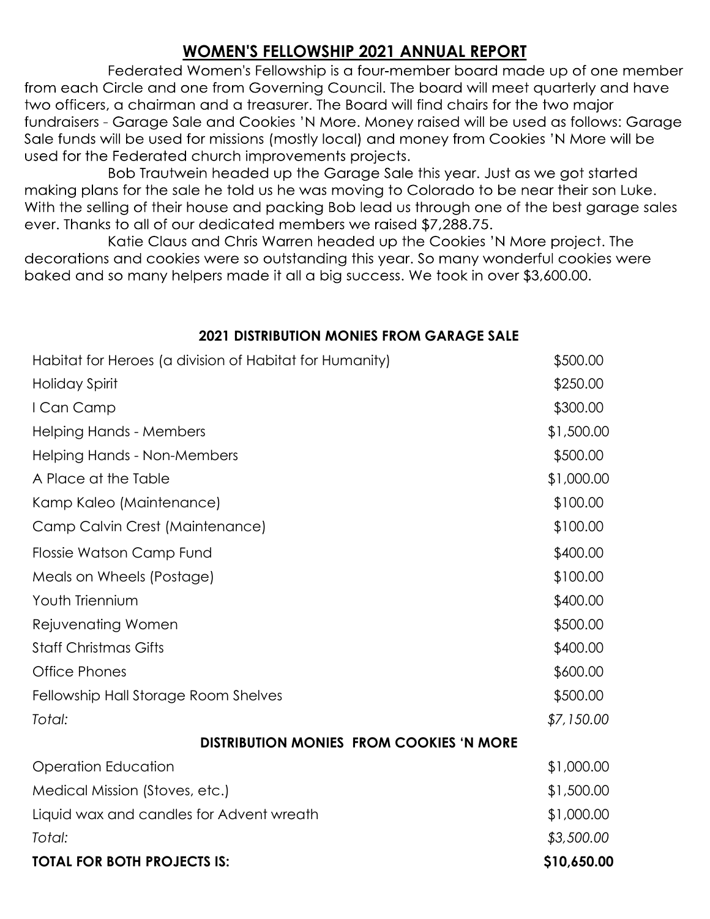# WOMEN'S FELLOWSHIP 2021 ANNUAL REPORT

Federated Women's Fellowship is a four-member board made up of one member from each Circle and one from Governing Council. The board will meet quarterly and have two officers, a chairman and a treasurer. The Board will find chairs for the two major fundraisers - Garage Sale and Cookies 'N More. Money raised will be used as follows: Garage Sale funds will be used for missions (mostly local) and money from Cookies 'N More will be used for the Federated church improvements projects.

Bob Trautwein headed up the Garage Sale this year. Just as we got started making plans for the sale he told us he was moving to Colorado to be near their son Luke. With the selling of their house and packing Bob lead us through one of the best garage sales ever. Thanks to all of our dedicated members we raised $7,288.75.

Katie Claus and Chris Warren headed up the Cookies 'N More project. The decorations and cookies were so outstanding this year. So many wonderful cookies were baked and so many helpers made it all a big success. We took in over $3,600.00.

**2021 DISTRIBUTION MONIES FROM GARAGE SALE**

| Recipient | Amount |
|---|---|
| Habitat for Heroes (a division of Habitat for Humanity) | $500.00 |
| Holiday Spirit | $250.00 |
| I Can Camp | $300.00 |
| Helping Hands - Members | $1,500.00 |
| Helping Hands - Non-Members | $500.00 |
| A Place at the Table | $1,000.00 |
| Kamp Kaleo (Maintenance) | $100.00 |
| Camp Calvin Crest (Maintenance) | $100.00 |
| Flossie Watson Camp Fund | $400.00 |
| Meals on Wheels (Postage) | $100.00 |
| Youth Triennium | $400.00 |
| Rejuvenating Women | $500.00 |
| Staff Christmas Gifts | $400.00 |
| Office Phones | $600.00 |
| Fellowship Hall Storage Room Shelves | $500.00 |
| *Total:* | *$7,150.00* |

**DISTRIBUTION MONIES FROM COOKIES 'N MORE**

| Recipient | Amount |
|---|---|
| Operation Education | $1,000.00 |
| Medical Mission (Stoves, etc.) | $1,500.00 |
| Liquid wax and candles for Advent wreath | $1,000.00 |
| *Total:* | *$3,500.00* |
| **TOTAL FOR BOTH PROJECTS IS:** | **$10,650.00** |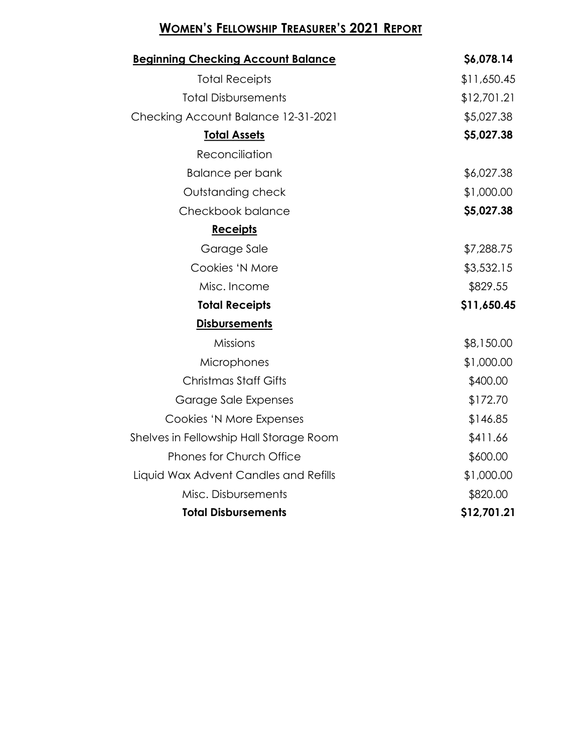# **WOMEN'S FELLOWSHIP TREASURER'S 2021 REPORT**

| | |
|---|---|
| **<u>Beginning Checking Account Balance</u>** | **$6,078.14** |
| Total Receipts | $11,650.45 |
| Total Disbursements | $12,701.21 |
| Checking Account Balance 12-31-2021 | $5,027.38 |
| **<u>Total Assets</u>** | **$5,027.38** |
| Reconciliation | |
| Balance per bank | $6,027.38 |
| Outstanding check | $1,000.00 |
| Checkbook balance | **$5,027.38** |
| **<u>Receipts</u>** | |
| Garage Sale | $7,288.75 |
| Cookies 'N More | $3,532.15 |
| Misc. Income | $829.55 |
| **Total Receipts** | **$11,650.45** |
| **<u>Disbursements</u>** | |
| Missions | $8,150.00 |
| Microphones | $1,000.00 |
| Christmas Staff Gifts | $400.00 |
| Garage Sale Expenses | $172.70 |
| Cookies 'N More Expenses | $146.85 |
| Shelves in Fellowship Hall Storage Room | $411.66 |
| Phones for Church Office | $600.00 |
| Liquid Wax Advent Candles and Refills | $1,000.00 |
| Misc. Disbursements | $820.00 |
| **Total Disbursements** | **$12,701.21** |